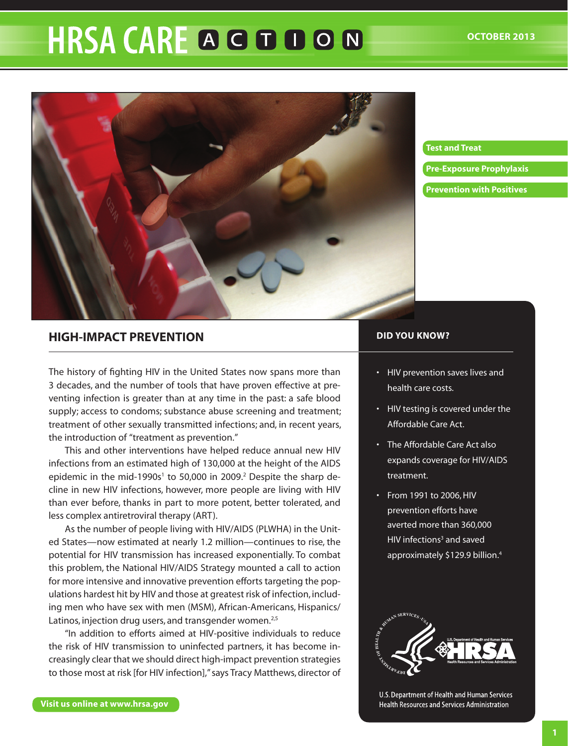# HRSA CARE ACTION

OCTOBER 2013

- Test and Treat
- Pre-Exposure Prophylaxis
- Prevention with Positives

## HIGH-IMPACT PREVENTION

The history of fighting HIV in the United States now spans more than 3 decades, and the number of tools that have proven effective at preventing infection is greater than at any time in the past: a safe blood supply; access to condoms; substance abuse screening and treatment; treatment of other sexually transmitted infections; and, in recent years, the introduction of "treatment as prevention."

This and other interventions have helped reduce annual new HIV infections from an estimated high of 130,000 at the height of the AIDS epidemic in the mid-1990s[1] to 50,000 in 2009.[2] Despite the sharp decline in new HIV infections, however, more people are living with HIV than ever before, thanks in part to more potent, better tolerated, and less complex antiretroviral therapy (ART).

As the number of people living with HIV/AIDS (PLWHA) in the United States—now estimated at nearly 1.2 million—continues to rise, the potential for HIV transmission has increased exponentially. To combat this problem, the National HIV/AIDS Strategy mounted a call to action for more intensive and innovative prevention efforts targeting the populations hardest hit by HIV and those at greatest risk of infection, including men who have sex with men (MSM), African-Americans, Hispanics/Latinos, injection drug users, and transgender women.[2,5]

"In addition to efforts aimed at HIV-positive individuals to reduce the risk of HIV transmission to uninfected partners, it has become increasingly clear that we should direct high-impact prevention strategies to those most at risk [for HIV infection]," says Tracy Matthews, director of

### DID YOU KNOW?

- HIV prevention saves lives and health care costs.
- HIV testing is covered under the Affordable Care Act.
- The Affordable Care Act also expands coverage for HIV/AIDS treatment.
- From 1991 to 2006, HIV prevention efforts have averted more than 360,000 HIV infections[3] and saved approximately $129.9 billion.[4]

U.S. Department of Health and Human Services
Health Resources and Services Administration

Visit us online at www.hrsa.gov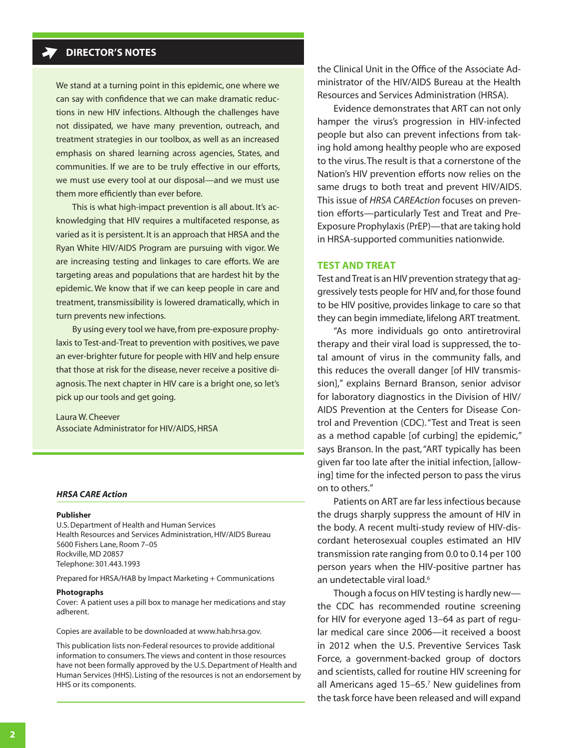## DIRECTOR'S NOTES

We stand at a turning point in this epidemic, one where we can say with confidence that we can make dramatic reductions in new HIV infections. Although the challenges have not dissipated, we have many prevention, outreach, and treatment strategies in our toolbox, as well as an increased emphasis on shared learning across agencies, States, and communities. If we are to be truly effective in our efforts, we must use every tool at our disposal—and we must use them more efficiently than ever before.

This is what high-impact prevention is all about. It's acknowledging that HIV requires a multifaceted response, as varied as it is persistent. It is an approach that HRSA and the Ryan White HIV/AIDS Program are pursuing with vigor. We are increasing testing and linkages to care efforts. We are targeting areas and populations that are hardest hit by the epidemic. We know that if we can keep people in care and treatment, transmissibility is lowered dramatically, which in turn prevents new infections.

By using every tool we have, from pre-exposure prophylaxis to Test-and-Treat to prevention with positives, we pave an ever-brighter future for people with HIV and help ensure that those at risk for the disease, never receive a positive diagnosis. The next chapter in HIV care is a bright one, so let's pick up our tools and get going.

Laura W. Cheever
Associate Administrator for HIV/AIDS, HRSA

***HRSA CARE Action***

**Publisher**
U.S. Department of Health and Human Services
Health Resources and Services Administration, HIV/AIDS Bureau
5600 Fishers Lane, Room 7–05
Rockville, MD 20857
Telephone: 301.443.1993

Prepared for HRSA/HAB by Impact Marketing + Communications

**Photographs**
Cover: A patient uses a pill box to manage her medications and stay adherent.

Copies are available to be downloaded at www.hab.hrsa.gov.

This publication lists non-Federal resources to provide additional information to consumers. The views and content in those resources have not been formally approved by the U.S. Department of Health and Human Services (HHS). Listing of the resources is not an endorsement by HHS or its components.

the Clinical Unit in the Office of the Associate Administrator of the HIV/AIDS Bureau at the Health Resources and Services Administration (HRSA).

Evidence demonstrates that ART can not only hamper the virus's progression in HIV-infected people but also can prevent infections from taking hold among healthy people who are exposed to the virus. The result is that a cornerstone of the Nation's HIV prevention efforts now relies on the same drugs to both treat and prevent HIV/AIDS. This issue of *HRSA CAREAction* focuses on prevention efforts—particularly Test and Treat and Pre-Exposure Prophylaxis (PrEP)—that are taking hold in HRSA-supported communities nationwide.

## TEST AND TREAT

Test and Treat is an HIV prevention strategy that aggressively tests people for HIV and, for those found to be HIV positive, provides linkage to care so that they can begin immediate, lifelong ART treatment.

"As more individuals go onto antiretroviral therapy and their viral load is suppressed, the total amount of virus in the community falls, and this reduces the overall danger [of HIV transmission]," explains Bernard Branson, senior advisor for laboratory diagnostics in the Division of HIV/AIDS Prevention at the Centers for Disease Control and Prevention (CDC). "Test and Treat is seen as a method capable [of curbing] the epidemic," says Branson. In the past, "ART typically has been given far too late after the initial infection, [allowing] time for the infected person to pass the virus on to others."

Patients on ART are far less infectious because the drugs sharply suppress the amount of HIV in the body. A recent multi-study review of HIV-discordant heterosexual couples estimated an HIV transmission rate ranging from 0.0 to 0.14 per 100 person years when the HIV-positive partner has an undetectable viral load.[6]

Though a focus on HIV testing is hardly new—the CDC has recommended routine screening for HIV for everyone aged 13–64 as part of regular medical care since 2006—it received a boost in 2012 when the U.S. Preventive Services Task Force, a government-backed group of doctors and scientists, called for routine HIV screening for all Americans aged 15–65.[7] New guidelines from the task force have been released and will expand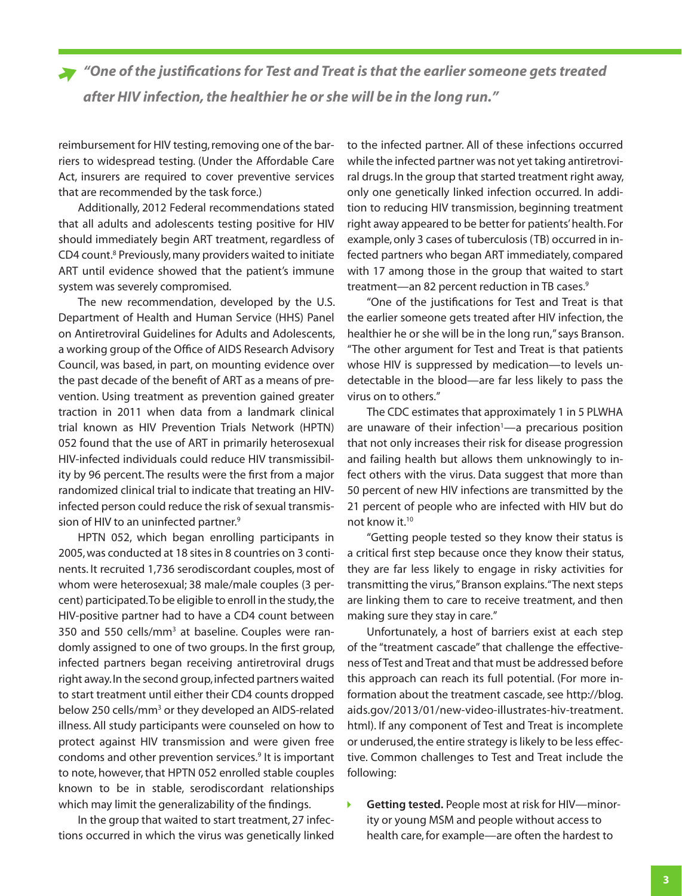> ***"One of the justifications for Test and Treat is that the earlier someone gets treated after HIV infection, the healthier he or she will be in the long run."***

reimbursement for HIV testing, removing one of the barriers to widespread testing. (Under the Affordable Care Act, insurers are required to cover preventive services that are recommended by the task force.)

Additionally, 2012 Federal recommendations stated that all adults and adolescents testing positive for HIV should immediately begin ART treatment, regardless of CD4 count.[8] Previously, many providers waited to initiate ART until evidence showed that the patient's immune system was severely compromised.

The new recommendation, developed by the U.S. Department of Health and Human Service (HHS) Panel on Antiretroviral Guidelines for Adults and Adolescents, a working group of the Office of AIDS Research Advisory Council, was based, in part, on mounting evidence over the past decade of the benefit of ART as a means of prevention. Using treatment as prevention gained greater traction in 2011 when data from a landmark clinical trial known as HIV Prevention Trials Network (HPTN) 052 found that the use of ART in primarily heterosexual HIV-infected individuals could reduce HIV transmissibility by 96 percent. The results were the first from a major randomized clinical trial to indicate that treating an HIV-infected person could reduce the risk of sexual transmission of HIV to an uninfected partner.[9]

HPTN 052, which began enrolling participants in 2005, was conducted at 18 sites in 8 countries on 3 continents. It recruited 1,736 serodiscordant couples, most of whom were heterosexual; 38 male/male couples (3 percent) participated. To be eligible to enroll in the study, the HIV-positive partner had to have a CD4 count between 350 and 550 cells/mm[3] at baseline. Couples were randomly assigned to one of two groups. In the first group, infected partners began receiving antiretroviral drugs right away. In the second group, infected partners waited to start treatment until either their CD4 counts dropped below 250 cells/mm[3] or they developed an AIDS-related illness. All study participants were counseled on how to protect against HIV transmission and were given free condoms and other prevention services.[9] It is important to note, however, that HPTN 052 enrolled stable couples known to be in stable, serodiscordant relationships which may limit the generalizability of the findings.

In the group that waited to start treatment, 27 infections occurred in which the virus was genetically linked to the infected partner. All of these infections occurred while the infected partner was not yet taking antiretroviral drugs. In the group that started treatment right away, only one genetically linked infection occurred. In addition to reducing HIV transmission, beginning treatment right away appeared to be better for patients' health. For example, only 3 cases of tuberculosis (TB) occurred in infected partners who began ART immediately, compared with 17 among those in the group that waited to start treatment—an 82 percent reduction in TB cases.[9]

"One of the justifications for Test and Treat is that the earlier someone gets treated after HIV infection, the healthier he or she will be in the long run," says Branson. "The other argument for Test and Treat is that patients whose HIV is suppressed by medication—to levels undetectable in the blood—are far less likely to pass the virus on to others."

The CDC estimates that approximately 1 in 5 PLWHA are unaware of their infection[1]—a precarious position that not only increases their risk for disease progression and failing health but allows them unknowingly to infect others with the virus. Data suggest that more than 50 percent of new HIV infections are transmitted by the 21 percent of people who are infected with HIV but do not know it.[10]

"Getting people tested so they know their status is a critical first step because once they know their status, they are far less likely to engage in risky activities for transmitting the virus," Branson explains. "The next steps are linking them to care to receive treatment, and then making sure they stay in care."

Unfortunately, a host of barriers exist at each step of the "treatment cascade" that challenge the effectiveness of Test and Treat and that must be addressed before this approach can reach its full potential. (For more information about the treatment cascade, see http://blog.aids.gov/2013/01/new-video-illustrates-hiv-treatment.html). If any component of Test and Treat is incomplete or underused, the entire strategy is likely to be less effective. Common challenges to Test and Treat include the following:

- **Getting tested.** People most at risk for HIV—minority or young MSM and people without access to health care, for example—are often the hardest to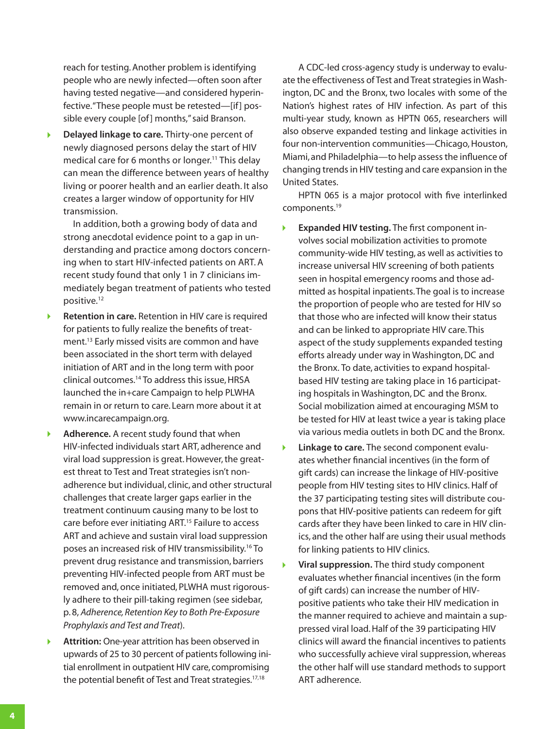reach for testing. Another problem is identifying people who are newly infected—often soon after having tested negative—and considered hyperinfective. "These people must be retested—[if] possible every couple [of] months," said Branson.

- **Delayed linkage to care.** Thirty-one percent of newly diagnosed persons delay the start of HIV medical care for 6 months or longer.[11] This delay can mean the difference between years of healthy living or poorer health and an earlier death. It also creates a larger window of opportunity for HIV transmission.

  In addition, both a growing body of data and strong anecdotal evidence point to a gap in understanding and practice among doctors concerning when to start HIV-infected patients on ART. A recent study found that only 1 in 7 clinicians immediately began treatment of patients who tested positive.[12]

- **Retention in care.** Retention in HIV care is required for patients to fully realize the benefits of treatment.[13] Early missed visits are common and have been associated in the short term with delayed initiation of ART and in the long term with poor clinical outcomes.[14] To address this issue, HRSA launched the in+care Campaign to help PLWHA remain in or return to care. Learn more about it at www.incarecampaign.org.

- **Adherence.** A recent study found that when HIV-infected individuals start ART, adherence and viral load suppression is great. However, the greatest threat to Test and Treat strategies isn't non-adherence but individual, clinic, and other structural challenges that create larger gaps earlier in the treatment continuum causing many to be lost to care before ever initiating ART.[15] Failure to access ART and achieve and sustain viral load suppression poses an increased risk of HIV transmissibility.[16] To prevent drug resistance and transmission, barriers preventing HIV-infected people from ART must be removed and, once initiated, PLWHA must rigorously adhere to their pill-taking regimen (see sidebar, p. 8, *Adherence, Retention Key to Both Pre-Exposure Prophylaxis and Test and Treat*).

- **Attrition:** One-year attrition has been observed in upwards of 25 to 30 percent of patients following initial enrollment in outpatient HIV care, compromising the potential benefit of Test and Treat strategies.[17,18]

A CDC-led cross-agency study is underway to evaluate the effectiveness of Test and Treat strategies in Washington, DC and the Bronx, two locales with some of the Nation's highest rates of HIV infection. As part of this multi-year study, known as HPTN 065, researchers will also observe expanded testing and linkage activities in four non-intervention communities—Chicago, Houston, Miami, and Philadelphia—to help assess the influence of changing trends in HIV testing and care expansion in the United States.

HPTN 065 is a major protocol with five interlinked components.[19]

- **Expanded HIV testing.** The first component involves social mobilization activities to promote community-wide HIV testing, as well as activities to increase universal HIV screening of both patients seen in hospital emergency rooms and those admitted as hospital inpatients. The goal is to increase the proportion of people who are tested for HIV so that those who are infected will know their status and can be linked to appropriate HIV care. This aspect of the study supplements expanded testing efforts already under way in Washington, DC and the Bronx. To date, activities to expand hospital-based HIV testing are taking place in 16 participating hospitals in Washington, DC and the Bronx. Social mobilization aimed at encouraging MSM to be tested for HIV at least twice a year is taking place via various media outlets in both DC and the Bronx.

- **Linkage to care.** The second component evaluates whether financial incentives (in the form of gift cards) can increase the linkage of HIV-positive people from HIV testing sites to HIV clinics. Half of the 37 participating testing sites will distribute coupons that HIV-positive patients can redeem for gift cards after they have been linked to care in HIV clinics, and the other half are using their usual methods for linking patients to HIV clinics.

- **Viral suppression.** The third study component evaluates whether financial incentives (in the form of gift cards) can increase the number of HIV-positive patients who take their HIV medication in the manner required to achieve and maintain a suppressed viral load. Half of the 39 participating HIV clinics will award the financial incentives to patients who successfully achieve viral suppression, whereas the other half will use standard methods to support ART adherence.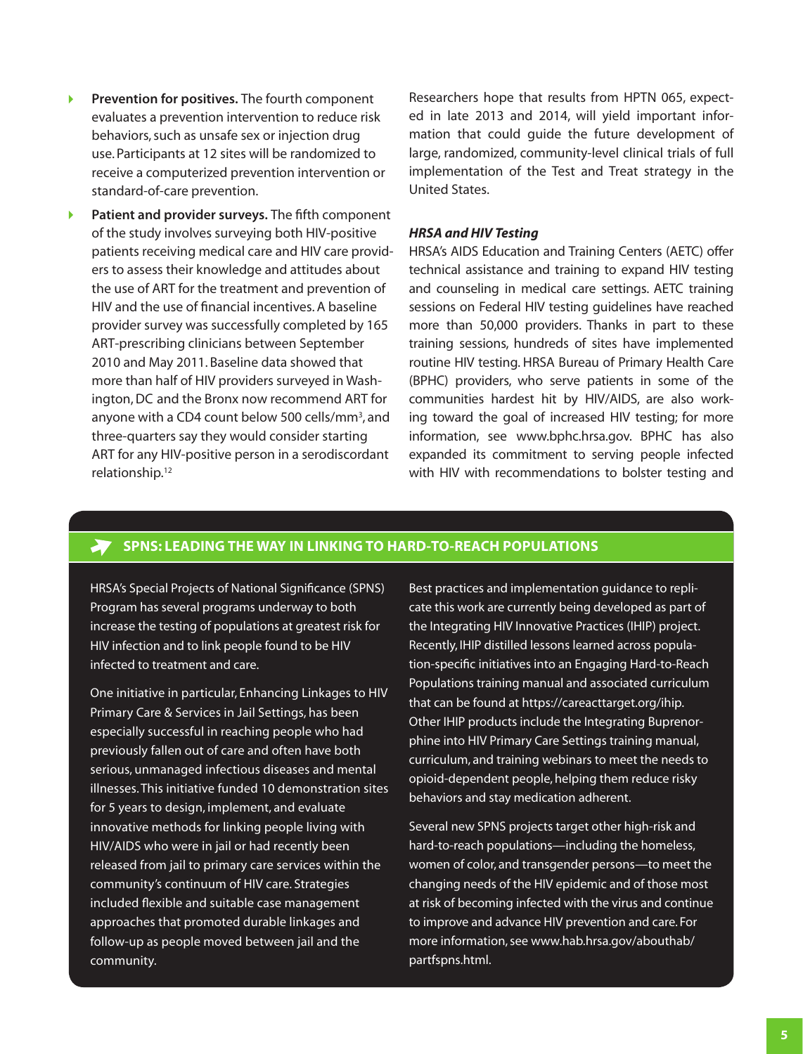- **Prevention for positives.** The fourth component evaluates a prevention intervention to reduce risk behaviors, such as unsafe sex or injection drug use. Participants at 12 sites will be randomized to receive a computerized prevention intervention or standard-of-care prevention.
- **Patient and provider surveys.** The fifth component of the study involves surveying both HIV-positive patients receiving medical care and HIV care providers to assess their knowledge and attitudes about the use of ART for the treatment and prevention of HIV and the use of financial incentives. A baseline provider survey was successfully completed by 165 ART-prescribing clinicians between September 2010 and May 2011. Baseline data showed that more than half of HIV providers surveyed in Washington, DC and the Bronx now recommend ART for anyone with a CD4 count below 500 cells/mm$^3$, and three-quarters say they would consider starting ART for any HIV-positive person in a serodiscordant relationship.[12]

Researchers hope that results from HPTN 065, expected in late 2013 and 2014, will yield important information that could guide the future development of large, randomized, community-level clinical trials of full implementation of the Test and Treat strategy in the United States.

#### *HRSA and HIV Testing*

HRSA's AIDS Education and Training Centers (AETC) offer technical assistance and training to expand HIV testing and counseling in medical care settings. AETC training sessions on Federal HIV testing guidelines have reached more than 50,000 providers. Thanks in part to these training sessions, hundreds of sites have implemented routine HIV testing. HRSA Bureau of Primary Health Care (BPHC) providers, who serve patients in some of the communities hardest hit by HIV/AIDS, are also working toward the goal of increased HIV testing; for more information, see www.bphc.hrsa.gov. BPHC has also expanded its commitment to serving people infected with HIV with recommendations to bolster testing and

### SPNS: LEADING THE WAY IN LINKING TO HARD-TO-REACH POPULATIONS

HRSA's Special Projects of National Significance (SPNS) Program has several programs underway to both increase the testing of populations at greatest risk for HIV infection and to link people found to be HIV infected to treatment and care.

One initiative in particular, Enhancing Linkages to HIV Primary Care & Services in Jail Settings, has been especially successful in reaching people who had previously fallen out of care and often have both serious, unmanaged infectious diseases and mental illnesses. This initiative funded 10 demonstration sites for 5 years to design, implement, and evaluate innovative methods for linking people living with HIV/AIDS who were in jail or had recently been released from jail to primary care services within the community's continuum of HIV care. Strategies included flexible and suitable case management approaches that promoted durable linkages and follow-up as people moved between jail and the community.

Best practices and implementation guidance to replicate this work are currently being developed as part of the Integrating HIV Innovative Practices (IHIP) project. Recently, IHIP distilled lessons learned across population-specific initiatives into an Engaging Hard-to-Reach Populations training manual and associated curriculum that can be found at https://careacttarget.org/ihip. Other IHIP products include the Integrating Buprenorphine into HIV Primary Care Settings training manual, curriculum, and training webinars to meet the needs to opioid-dependent people, helping them reduce risky behaviors and stay medication adherent.

Several new SPNS projects target other high-risk and hard-to-reach populations—including the homeless, women of color, and transgender persons—to meet the changing needs of the HIV epidemic and of those most at risk of becoming infected with the virus and continue to improve and advance HIV prevention and care. For more information, see www.hab.hrsa.gov/abouthab/partfspns.html.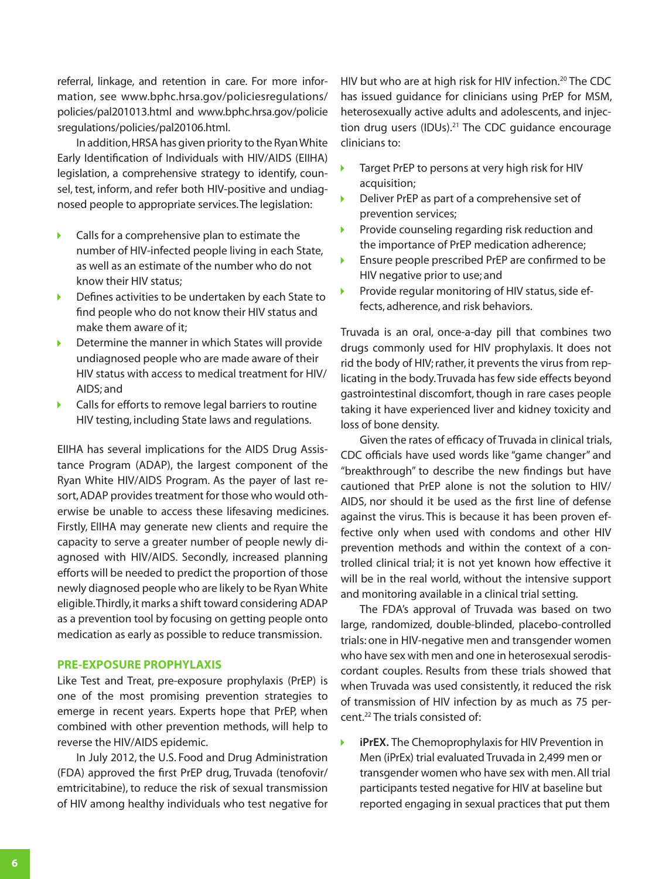referral, linkage, and retention in care. For more information, see www.bphc.hrsa.gov/policiesregulations/policies/pal201013.html and www.bphc.hrsa.gov/policiesregulations/policies/pal20106.html.

In addition, HRSA has given priority to the Ryan White Early Identification of Individuals with HIV/AIDS (EIIHA) legislation, a comprehensive strategy to identify, counsel, test, inform, and refer both HIV-positive and undiagnosed people to appropriate services. The legislation:

- Calls for a comprehensive plan to estimate the number of HIV-infected people living in each State, as well as an estimate of the number who do not know their HIV status;
- Defines activities to be undertaken by each State to find people who do not know their HIV status and make them aware of it;
- Determine the manner in which States will provide undiagnosed people who are made aware of their HIV status with access to medical treatment for HIV/AIDS; and
- Calls for efforts to remove legal barriers to routine HIV testing, including State laws and regulations.

EIIHA has several implications for the AIDS Drug Assistance Program (ADAP), the largest component of the Ryan White HIV/AIDS Program. As the payer of last resort, ADAP provides treatment for those who would otherwise be unable to access these lifesaving medicines. Firstly, EIIHA may generate new clients and require the capacity to serve a greater number of people newly diagnosed with HIV/AIDS. Secondly, increased planning efforts will be needed to predict the proportion of those newly diagnosed people who are likely to be Ryan White eligible. Thirdly, it marks a shift toward considering ADAP as a prevention tool by focusing on getting people onto medication as early as possible to reduce transmission.

## PRE-EXPOSURE PROPHYLAXIS

Like Test and Treat, pre-exposure prophylaxis (PrEP) is one of the most promising prevention strategies to emerge in recent years. Experts hope that PrEP, when combined with other prevention methods, will help to reverse the HIV/AIDS epidemic.

In July 2012, the U.S. Food and Drug Administration (FDA) approved the first PrEP drug, Truvada (tenofovir/emtricitabine), to reduce the risk of sexual transmission of HIV among healthy individuals who test negative for HIV but who are at high risk for HIV infection.[20] The CDC has issued guidance for clinicians using PrEP for MSM, heterosexually active adults and adolescents, and injection drug users (IDUs).[21] The CDC guidance encourage clinicians to:

- Target PrEP to persons at very high risk for HIV acquisition;
- Deliver PrEP as part of a comprehensive set of prevention services;
- Provide counseling regarding risk reduction and the importance of PrEP medication adherence;
- Ensure people prescribed PrEP are confirmed to be HIV negative prior to use; and
- Provide regular monitoring of HIV status, side effects, adherence, and risk behaviors.

Truvada is an oral, once-a-day pill that combines two drugs commonly used for HIV prophylaxis. It does not rid the body of HIV; rather, it prevents the virus from replicating in the body. Truvada has few side effects beyond gastrointestinal discomfort, though in rare cases people taking it have experienced liver and kidney toxicity and loss of bone density.

Given the rates of efficacy of Truvada in clinical trials, CDC officials have used words like "game changer" and "breakthrough" to describe the new findings but have cautioned that PrEP alone is not the solution to HIV/AIDS, nor should it be used as the first line of defense against the virus. This is because it has been proven effective only when used with condoms and other HIV prevention methods and within the context of a controlled clinical trial; it is not yet known how effective it will be in the real world, without the intensive support and monitoring available in a clinical trial setting.

The FDA's approval of Truvada was based on two large, randomized, double-blinded, placebo-controlled trials: one in HIV-negative men and transgender women who have sex with men and one in heterosexual serodiscordant couples. Results from these trials showed that when Truvada was used consistently, it reduced the risk of transmission of HIV infection by as much as 75 percent.[22] The trials consisted of:

- **iPrEX.** The Chemoprophylaxis for HIV Prevention in Men (iPrEx) trial evaluated Truvada in 2,499 men or transgender women who have sex with men. All trial participants tested negative for HIV at baseline but reported engaging in sexual practices that put them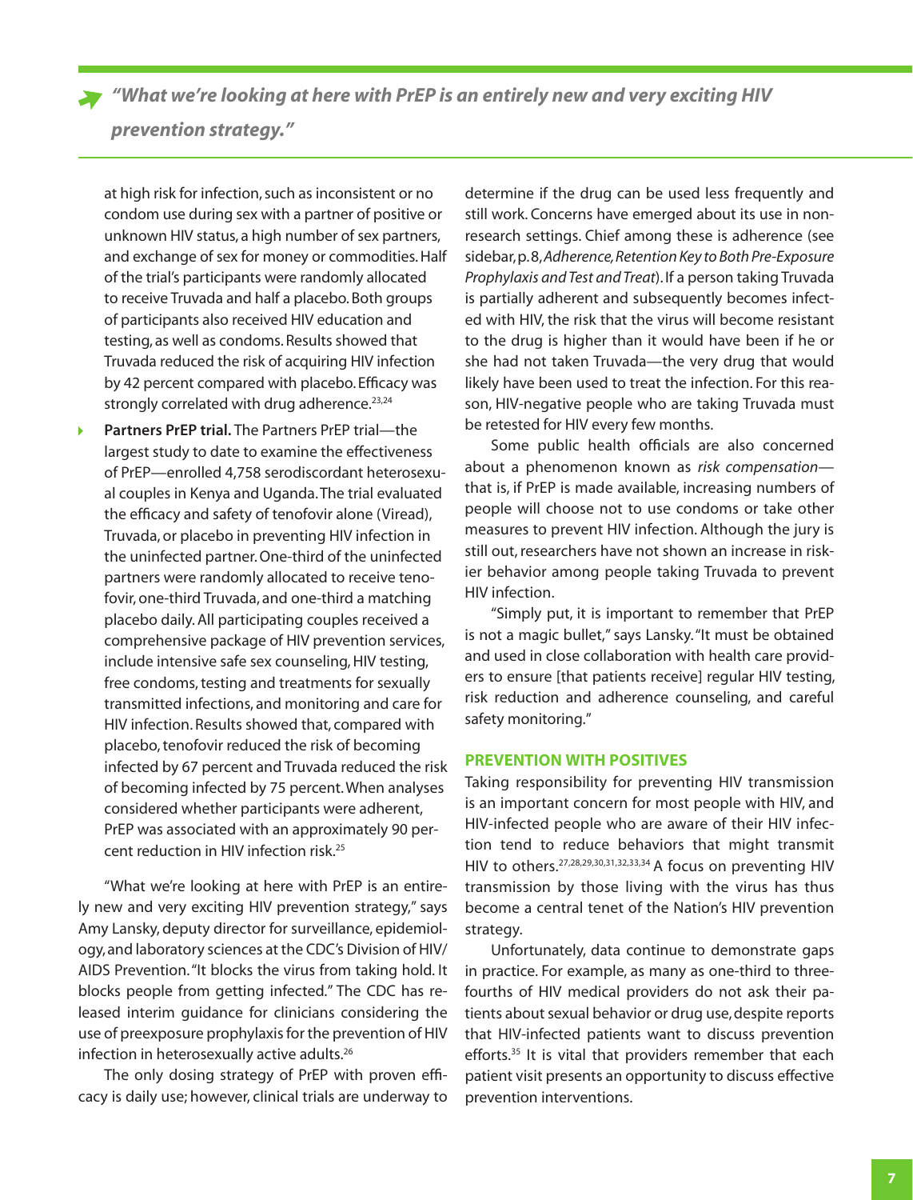> *"What we're looking at here with PrEP is an entirely new and very exciting HIV prevention strategy."*

at high risk for infection, such as inconsistent or no condom use during sex with a partner of positive or unknown HIV status, a high number of sex partners, and exchange of sex for money or commodities. Half of the trial's participants were randomly allocated to receive Truvada and half a placebo. Both groups of participants also received HIV education and testing, as well as condoms. Results showed that Truvada reduced the risk of acquiring HIV infection by 42 percent compared with placebo. Efficacy was strongly correlated with drug adherence.[23,24]

- **Partners PrEP trial.** The Partners PrEP trial—the largest study to date to examine the effectiveness of PrEP—enrolled 4,758 serodiscordant heterosexual couples in Kenya and Uganda. The trial evaluated the efficacy and safety of tenofovir alone (Viread), Truvada, or placebo in preventing HIV infection in the uninfected partner. One-third of the uninfected partners were randomly allocated to receive tenofovir, one-third Truvada, and one-third a matching placebo daily. All participating couples received a comprehensive package of HIV prevention services, include intensive safe sex counseling, HIV testing, free condoms, testing and treatments for sexually transmitted infections, and monitoring and care for HIV infection. Results showed that, compared with placebo, tenofovir reduced the risk of becoming infected by 67 percent and Truvada reduced the risk of becoming infected by 75 percent. When analyses considered whether participants were adherent, PrEP was associated with an approximately 90 percent reduction in HIV infection risk.[25]

"What we're looking at here with PrEP is an entirely new and very exciting HIV prevention strategy," says Amy Lansky, deputy director for surveillance, epidemiology, and laboratory sciences at the CDC's Division of HIV/AIDS Prevention. "It blocks the virus from taking hold. It blocks people from getting infected." The CDC has released interim guidance for clinicians considering the use of preexposure prophylaxis for the prevention of HIV infection in heterosexually active adults.[26]

The only dosing strategy of PrEP with proven efficacy is daily use; however, clinical trials are underway to determine if the drug can be used less frequently and still work. Concerns have emerged about its use in non-research settings. Chief among these is adherence (see sidebar, p. 8, *Adherence, Retention Key to Both Pre-Exposure Prophylaxis and Test and Treat*). If a person taking Truvada is partially adherent and subsequently becomes infected with HIV, the risk that the virus will become resistant to the drug is higher than it would have been if he or she had not taken Truvada—the very drug that would likely have been used to treat the infection. For this reason, HIV-negative people who are taking Truvada must be retested for HIV every few months.

Some public health officials are also concerned about a phenomenon known as *risk compensation*—that is, if PrEP is made available, increasing numbers of people will choose not to use condoms or take other measures to prevent HIV infection. Although the jury is still out, researchers have not shown an increase in riskier behavior among people taking Truvada to prevent HIV infection.

"Simply put, it is important to remember that PrEP is not a magic bullet," says Lansky. "It must be obtained and used in close collaboration with health care providers to ensure [that patients receive] regular HIV testing, risk reduction and adherence counseling, and careful safety monitoring."

## PREVENTION WITH POSITIVES

Taking responsibility for preventing HIV transmission is an important concern for most people with HIV, and HIV-infected people who are aware of their HIV infection tend to reduce behaviors that might transmit HIV to others.[27,28,29,30,31,32,33,34] A focus on preventing HIV transmission by those living with the virus has thus become a central tenet of the Nation's HIV prevention strategy.

Unfortunately, data continue to demonstrate gaps in practice. For example, as many as one-third to three-fourths of HIV medical providers do not ask their patients about sexual behavior or drug use, despite reports that HIV-infected patients want to discuss prevention efforts.[35] It is vital that providers remember that each patient visit presents an opportunity to discuss effective prevention interventions.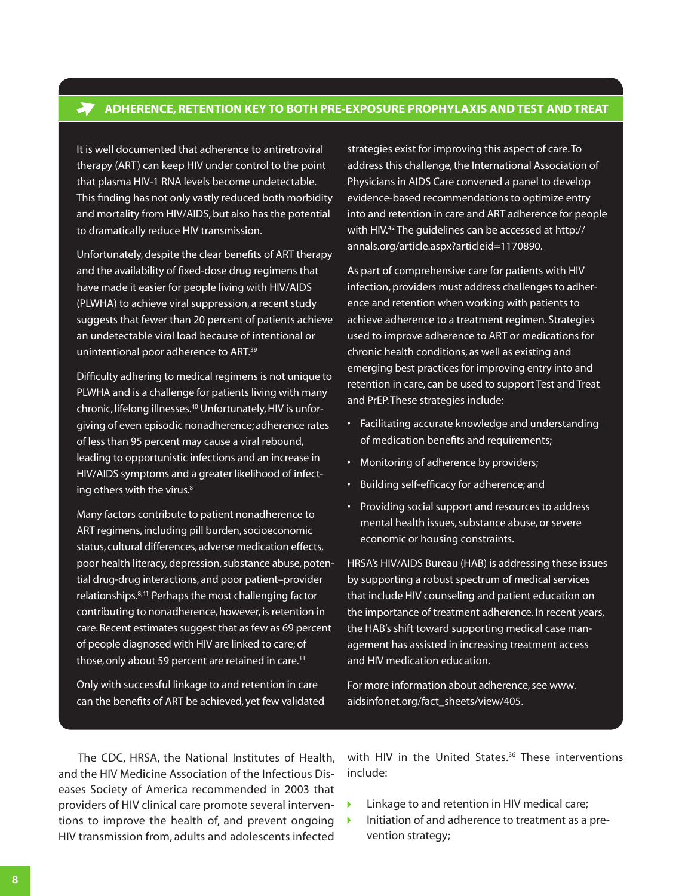## ADHERENCE, RETENTION KEY TO BOTH PRE-EXPOSURE PROPHYLAXIS AND TEST AND TREAT

It is well documented that adherence to antiretroviral therapy (ART) can keep HIV under control to the point that plasma HIV-1 RNA levels become undetectable. This finding has not only vastly reduced both morbidity and mortality from HIV/AIDS, but also has the potential to dramatically reduce HIV transmission.

Unfortunately, despite the clear benefits of ART therapy and the availability of fixed-dose drug regimens that have made it easier for people living with HIV/AIDS (PLWHA) to achieve viral suppression, a recent study suggests that fewer than 20 percent of patients achieve an undetectable viral load because of intentional or unintentional poor adherence to ART.[39]

Difficulty adhering to medical regimens is not unique to PLWHA and is a challenge for patients living with many chronic, lifelong illnesses.[40] Unfortunately, HIV is unforgiving of even episodic nonadherence; adherence rates of less than 95 percent may cause a viral rebound, leading to opportunistic infections and an increase in HIV/AIDS symptoms and a greater likelihood of infecting others with the virus.[8]

Many factors contribute to patient nonadherence to ART regimens, including pill burden, socioeconomic status, cultural differences, adverse medication effects, poor health literacy, depression, substance abuse, potential drug-drug interactions, and poor patient–provider relationships.[8,41] Perhaps the most challenging factor contributing to nonadherence, however, is retention in care. Recent estimates suggest that as few as 69 percent of people diagnosed with HIV are linked to care; of those, only about 59 percent are retained in care.[11]

Only with successful linkage to and retention in care can the benefits of ART be achieved, yet few validated strategies exist for improving this aspect of care. To address this challenge, the International Association of Physicians in AIDS Care convened a panel to develop evidence-based recommendations to optimize entry into and retention in care and ART adherence for people with HIV.[42] The guidelines can be accessed at http://annals.org/article.aspx?articleid=1170890.

As part of comprehensive care for patients with HIV infection, providers must address challenges to adherence and retention when working with patients to achieve adherence to a treatment regimen. Strategies used to improve adherence to ART or medications for chronic health conditions, as well as existing and emerging best practices for improving entry into and retention in care, can be used to support Test and Treat and PrEP. These strategies include:

- Facilitating accurate knowledge and understanding of medication benefits and requirements;
- Monitoring of adherence by providers;
- Building self-efficacy for adherence; and
- Providing social support and resources to address mental health issues, substance abuse, or severe economic or housing constraints.

HRSA's HIV/AIDS Bureau (HAB) is addressing these issues by supporting a robust spectrum of medical services that include HIV counseling and patient education on the importance of treatment adherence. In recent years, the HAB's shift toward supporting medical case management has assisted in increasing treatment access and HIV medication education.

For more information about adherence, see www.aidsinfonet.org/fact_sheets/view/405.

The CDC, HRSA, the National Institutes of Health, and the HIV Medicine Association of the Infectious Diseases Society of America recommended in 2003 that providers of HIV clinical care promote several interventions to improve the health of, and prevent ongoing HIV transmission from, adults and adolescents infected with HIV in the United States.[36] These interventions include:

- Linkage to and retention in HIV medical care;
- Initiation of and adherence to treatment as a prevention strategy;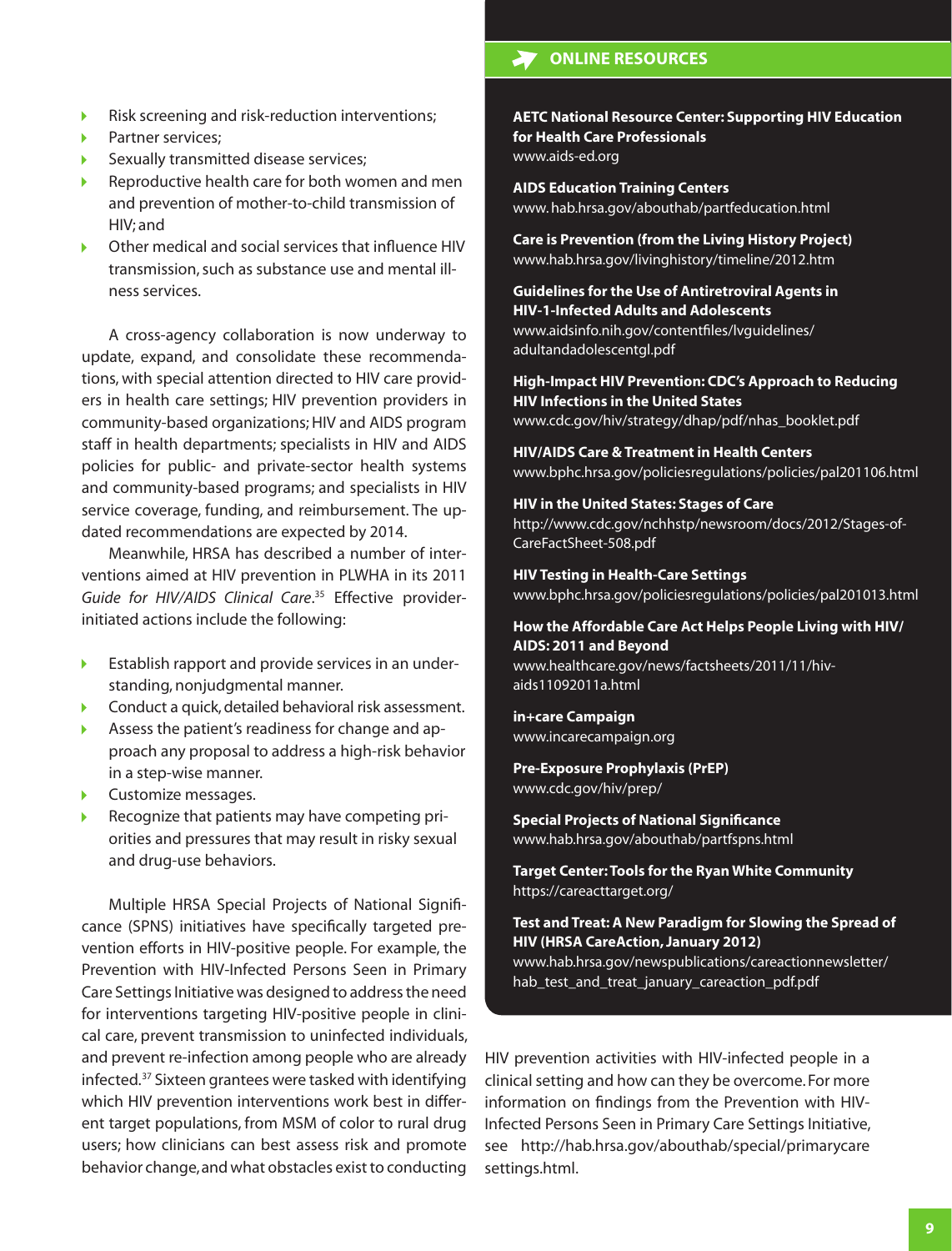- Risk screening and risk-reduction interventions;
- Partner services;
- Sexually transmitted disease services;
- Reproductive health care for both women and men and prevention of mother-to-child transmission of HIV; and
- Other medical and social services that influence HIV transmission, such as substance use and mental illness services.

A cross-agency collaboration is now underway to update, expand, and consolidate these recommendations, with special attention directed to HIV care providers in health care settings; HIV prevention providers in community-based organizations; HIV and AIDS program staff in health departments; specialists in HIV and AIDS policies for public- and private-sector health systems and community-based programs; and specialists in HIV service coverage, funding, and reimbursement. The updated recommendations are expected by 2014.

Meanwhile, HRSA has described a number of interventions aimed at HIV prevention in PLWHA in its 2011 *Guide for HIV/AIDS Clinical Care*.[35] Effective provider-initiated actions include the following:

- Establish rapport and provide services in an understanding, nonjudgmental manner.
- Conduct a quick, detailed behavioral risk assessment.
- Assess the patient's readiness for change and approach any proposal to address a high-risk behavior in a step-wise manner.
- Customize messages.
- Recognize that patients may have competing priorities and pressures that may result in risky sexual and drug-use behaviors.

Multiple HRSA Special Projects of National Significance (SPNS) initiatives have specifically targeted prevention efforts in HIV-positive people. For example, the Prevention with HIV-Infected Persons Seen in Primary Care Settings Initiative was designed to address the need for interventions targeting HIV-positive people in clinical care, prevent transmission to uninfected individuals, and prevent re-infection among people who are already infected.[37] Sixteen grantees were tasked with identifying which HIV prevention interventions work best in different target populations, from MSM of color to rural drug users; how clinicians can best assess risk and promote behavior change, and what obstacles exist to conducting HIV prevention activities with HIV-infected people in a clinical setting and how can they be overcome. For more information on findings from the Prevention with HIV-Infected Persons Seen in Primary Care Settings Initiative, see http://hab.hrsa.gov/abouthab/special/primarycaresettings.html.

## ONLINE RESOURCES

**AETC National Resource Center: Supporting HIV Education for Health Care Professionals**
www.aids-ed.org

**AIDS Education Training Centers**
www.hab.hrsa.gov/abouthab/partfeducation.html

**Care is Prevention (from the Living History Project)**
www.hab.hrsa.gov/livinghistory/timeline/2012.htm

**Guidelines for the Use of Antiretroviral Agents in HIV-1-Infected Adults and Adolescents**
www.aidsinfo.nih.gov/contentfiles/lvguidelines/adultandadolescentgl.pdf

**High-Impact HIV Prevention: CDC's Approach to Reducing HIV Infections in the United States**
www.cdc.gov/hiv/strategy/dhap/pdf/nhas_booklet.pdf

**HIV/AIDS Care & Treatment in Health Centers**
www.bphc.hrsa.gov/policiesregulations/policies/pal201106.html

**HIV in the United States: Stages of Care**
http://www.cdc.gov/nchhstp/newsroom/docs/2012/Stages-of-CareFactSheet-508.pdf

**HIV Testing in Health-Care Settings**
www.bphc.hrsa.gov/policiesregulations/policies/pal201013.html

**How the Affordable Care Act Helps People Living with HIV/AIDS: 2011 and Beyond**
www.healthcare.gov/news/factsheets/2011/11/hiv-aids11092011a.html

**in+care Campaign**
www.incarecampaign.org

**Pre-Exposure Prophylaxis (PrEP)**
www.cdc.gov/hiv/prep/

**Special Projects of National Significance**
www.hab.hrsa.gov/abouthab/partfspns.html

**Target Center: Tools for the Ryan White Community**
https://careacttarget.org/

**Test and Treat: A New Paradigm for Slowing the Spread of HIV (HRSA CareAction, January 2012)**
www.hab.hrsa.gov/newspublications/careactionnewsletter/hab_test_and_treat_january_careaction_pdf.pdf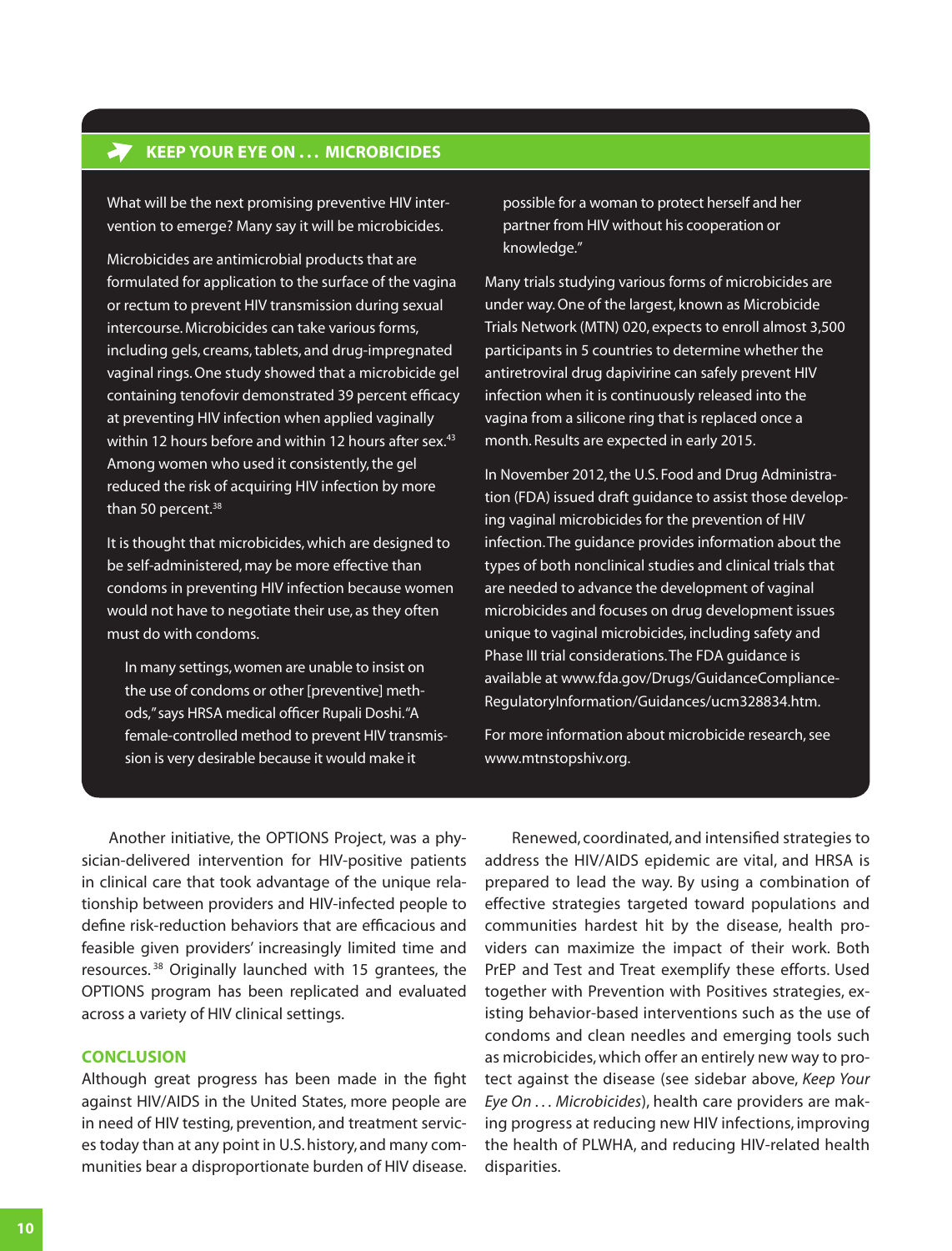### KEEP YOUR EYE ON . . . MICROBICIDES

What will be the next promising preventive HIV intervention to emerge? Many say it will be microbicides.

Microbicides are antimicrobial products that are formulated for application to the surface of the vagina or rectum to prevent HIV transmission during sexual intercourse. Microbicides can take various forms, including gels, creams, tablets, and drug-impregnated vaginal rings. One study showed that a microbicide gel containing tenofovir demonstrated 39 percent efficacy at preventing HIV infection when applied vaginally within 12 hours before and within 12 hours after sex.[43] Among women who used it consistently, the gel reduced the risk of acquiring HIV infection by more than 50 percent.[38]

It is thought that microbicides, which are designed to be self-administered, may be more effective than condoms in preventing HIV infection because women would not have to negotiate their use, as they often must do with condoms.

> In many settings, women are unable to insist on the use of condoms or other [preventive] methods," says HRSA medical officer Rupali Doshi. "A female-controlled method to prevent HIV transmission is very desirable because it would make it possible for a woman to protect herself and her partner from HIV without his cooperation or knowledge."

Many trials studying various forms of microbicides are under way. One of the largest, known as Microbicide Trials Network (MTN) 020, expects to enroll almost 3,500 participants in 5 countries to determine whether the antiretroviral drug dapivirine can safely prevent HIV infection when it is continuously released into the vagina from a silicone ring that is replaced once a month. Results are expected in early 2015.

In November 2012, the U.S. Food and Drug Administration (FDA) issued draft guidance to assist those developing vaginal microbicides for the prevention of HIV infection. The guidance provides information about the types of both nonclinical studies and clinical trials that are needed to advance the development of vaginal microbicides and focuses on drug development issues unique to vaginal microbicides, including safety and Phase III trial considerations. The FDA guidance is available at www.fda.gov/Drugs/GuidanceComplianceRegulatoryInformation/Guidances/ucm328834.htm.

For more information about microbicide research, see www.mtnstopshiv.org.

---

Another initiative, the OPTIONS Project, was a physician-delivered intervention for HIV-positive patients in clinical care that took advantage of the unique relationship between providers and HIV-infected people to define risk-reduction behaviors that are efficacious and feasible given providers' increasingly limited time and resources.[38] Originally launched with 15 grantees, the OPTIONS program has been replicated and evaluated across a variety of HIV clinical settings.

## CONCLUSION

Although great progress has been made in the fight against HIV/AIDS in the United States, more people are in need of HIV testing, prevention, and treatment services today than at any point in U.S. history, and many communities bear a disproportionate burden of HIV disease.

Renewed, coordinated, and intensified strategies to address the HIV/AIDS epidemic are vital, and HRSA is prepared to lead the way. By using a combination of effective strategies targeted toward populations and communities hardest hit by the disease, health providers can maximize the impact of their work. Both PrEP and Test and Treat exemplify these efforts. Used together with Prevention with Positives strategies, existing behavior-based interventions such as the use of condoms and clean needles and emerging tools such as microbicides, which offer an entirely new way to protect against the disease (see sidebar above, *Keep Your Eye On . . . Microbicides*), health care providers are making progress at reducing new HIV infections, improving the health of PLWHA, and reducing HIV-related health disparities.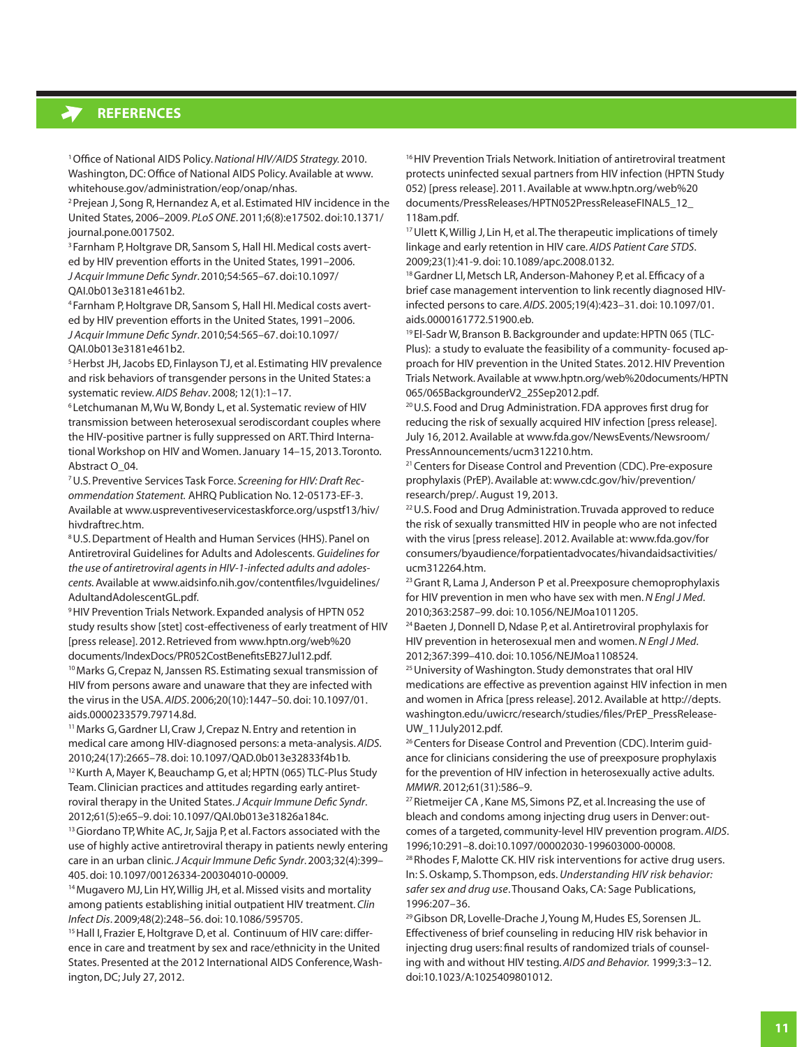# REFERENCES

[1] Office of National AIDS Policy. *National HIV/AIDS Strategy.* 2010. Washington, DC: Office of National AIDS Policy. Available at www.whitehouse.gov/administration/eop/onap/nhas.

[2] Prejean J, Song R, Hernandez A, et al. Estimated HIV incidence in the United States, 2006–2009. *PLoS ONE*. 2011;6(8):e17502. doi:10.1371/journal.pone.0017502.

[3] Farnham P, Holtgrave DR, Sansom S, Hall HI. Medical costs averted by HIV prevention efforts in the United States, 1991–2006. *J Acquir Immune Defic Syndr*. 2010;54:565–67. doi:10.1097/QAI.0b013e3181e461b2.

[4] Farnham P, Holtgrave DR, Sansom S, Hall HI. Medical costs averted by HIV prevention efforts in the United States, 1991–2006. *J Acquir Immune Defic Syndr*. 2010;54:565–67. doi:10.1097/QAI.0b013e3181e461b2.

[5] Herbst JH, Jacobs ED, Finlayson TJ, et al. Estimating HIV prevalence and risk behaviors of transgender persons in the United States: a systematic review. *AIDS Behav*. 2008; 12(1):1–17.

[6] Letchumanan M, Wu W, Bondy L, et al. Systematic review of HIV transmission between heterosexual serodiscordant couples where the HIV-positive partner is fully suppressed on ART. Third International Workshop on HIV and Women. January 14–15, 2013. Toronto. Abstract O_04.

[7] U.S. Preventive Services Task Force. *Screening for HIV: Draft Recommendation Statement.* AHRQ Publication No. 12-05173-EF-3. Available at www.uspreventiveservicestaskforce.org/uspstf13/hiv/hivdraftrec.htm.

[8] U.S. Department of Health and Human Services (HHS). Panel on Antiretroviral Guidelines for Adults and Adolescents. *Guidelines for the use of antiretroviral agents in HIV-1-infected adults and adolescents.* Available at www.aidsinfo.nih.gov/contentfiles/lvguidelines/AdultandAdolescentGL.pdf.

[9] HIV Prevention Trials Network. Expanded analysis of HPTN 052 study results show [stet] cost-effectiveness of early treatment of HIV [press release]. 2012. Retrieved from www.hptn.org/web%20documents/IndexDocs/PR052CostBenefitsEB27Jul12.pdf.

[10] Marks G, Crepaz N, Janssen RS. Estimating sexual transmission of HIV from persons aware and unaware that they are infected with the virus in the USA. *AIDS*. 2006;20(10):1447–50. doi: 10.1097/01.aids.0000233579.79714.8d.

[11] Marks G, Gardner LI, Craw J, Crepaz N. Entry and retention in medical care among HIV-diagnosed persons: a meta-analysis. *AIDS*. 2010;24(17):2665–78. doi: 10.1097/QAD.0b013e32833f4b1b.

[12] Kurth A, Mayer K, Beauchamp G, et al; HPTN (065) TLC-Plus Study Team. Clinician practices and attitudes regarding early antiretroviral therapy in the United States. *J Acquir Immune Defic Syndr*. 2012;61(5):e65–9. doi: 10.1097/QAI.0b013e31826a184c.

[13] Giordano TP, White AC, Jr, Sajja P, et al. Factors associated with the use of highly active antiretroviral therapy in patients newly entering care in an urban clinic. *J Acquir Immune Defic Syndr*. 2003;32(4):399–405. doi: 10.1097/00126334-200304010-00009.

[14] Mugavero MJ, Lin HY, Willig JH, et al. Missed visits and mortality among patients establishing initial outpatient HIV treatment. *Clin Infect Dis*. 2009;48(2):248–56. doi: 10.1086/595705.

[15] Hall I, Frazier E, Holtgrave D, et al. Continuum of HIV care: difference in care and treatment by sex and race/ethnicity in the United States. Presented at the 2012 International AIDS Conference, Washington, DC; July 27, 2012.

[16] HIV Prevention Trials Network. Initiation of antiretroviral treatment protects uninfected sexual partners from HIV infection (HPTN Study 052) [press release]. 2011. Available at www.hptn.org/web%20documents/PressReleases/HPTN052PressReleaseFINAL5_12_118am.pdf.

[17] Ulett K, Willig J, Lin H, et al. The therapeutic implications of timely linkage and early retention in HIV care. *AIDS Patient Care STDS*. 2009;23(1):41-9. doi: 10.1089/apc.2008.0132.

[18] Gardner LI, Metsch LR, Anderson-Mahoney P, et al. Efficacy of a brief case management intervention to link recently diagnosed HIV-infected persons to care. *AIDS*. 2005;19(4):423–31. doi: 10.1097/01.aids.0000161772.51900.eb.

[19] El-Sadr W, Branson B. Backgrounder and update: HPTN 065 (TLC-Plus): a study to evaluate the feasibility of a community- focused approach for HIV prevention in the United States. 2012. HIV Prevention Trials Network. Available at www.hptn.org/web%20documents/HPTN065/065BackgrounderV2_25Sep2012.pdf.

[20] U.S. Food and Drug Administration. FDA approves first drug for reducing the risk of sexually acquired HIV infection [press release]. July 16, 2012. Available at www.fda.gov/NewsEvents/Newsroom/PressAnnouncements/ucm312210.htm.

[21] Centers for Disease Control and Prevention (CDC). Pre-exposure prophylaxis (PrEP). Available at: www.cdc.gov/hiv/prevention/research/prep/. August 19, 2013.

[22] U.S. Food and Drug Administration. Truvada approved to reduce the risk of sexually transmitted HIV in people who are not infected with the virus [press release]. 2012. Available at: www.fda.gov/forconsumers/byaudience/forpatientadvocates/hivandaidsactivities/ucm312264.htm.

[23] Grant R, Lama J, Anderson P et al. Preexposure chemoprophylaxis for HIV prevention in men who have sex with men. *N Engl J Med*. 2010;363:2587–99. doi: 10.1056/NEJMoa1011205.

[24] Baeten J, Donnell D, Ndase P, et al. Antiretroviral prophylaxis for HIV prevention in heterosexual men and women. *N Engl J Med*. 2012;367:399–410. doi: 10.1056/NEJMoa1108524.

[25] University of Washington. Study demonstrates that oral HIV medications are effective as prevention against HIV infection in men and women in Africa [press release]. 2012. Available at http://depts.washington.edu/uwicrc/research/studies/files/PrEP_PressRelease-UW_11July2012.pdf.

[26] Centers for Disease Control and Prevention (CDC). Interim guidance for clinicians considering the use of preexposure prophylaxis for the prevention of HIV infection in heterosexually active adults. *MMWR*. 2012;61(31):586–9.

[27] Rietmeijer CA , Kane MS, Simons PZ, et al. Increasing the use of bleach and condoms among injecting drug users in Denver: outcomes of a targeted, community-level HIV prevention program. *AIDS*. 1996;10:291–8. doi:10.1097/00002030-199603000-00008.

[28] Rhodes F, Malotte CK. HIV risk interventions for active drug users. In: S. Oskamp, S. Thompson, eds. *Understanding HIV risk behavior: safer sex and drug use*. Thousand Oaks, CA: Sage Publications, 1996:207–36.

[29] Gibson DR, Lovelle-Drache J, Young M, Hudes ES, Sorensen JL. Effectiveness of brief counseling in reducing HIV risk behavior in injecting drug users: final results of randomized trials of counseling with and without HIV testing. *AIDS and Behavior.* 1999;3:3–12. doi:10.1023/A:1025409801012.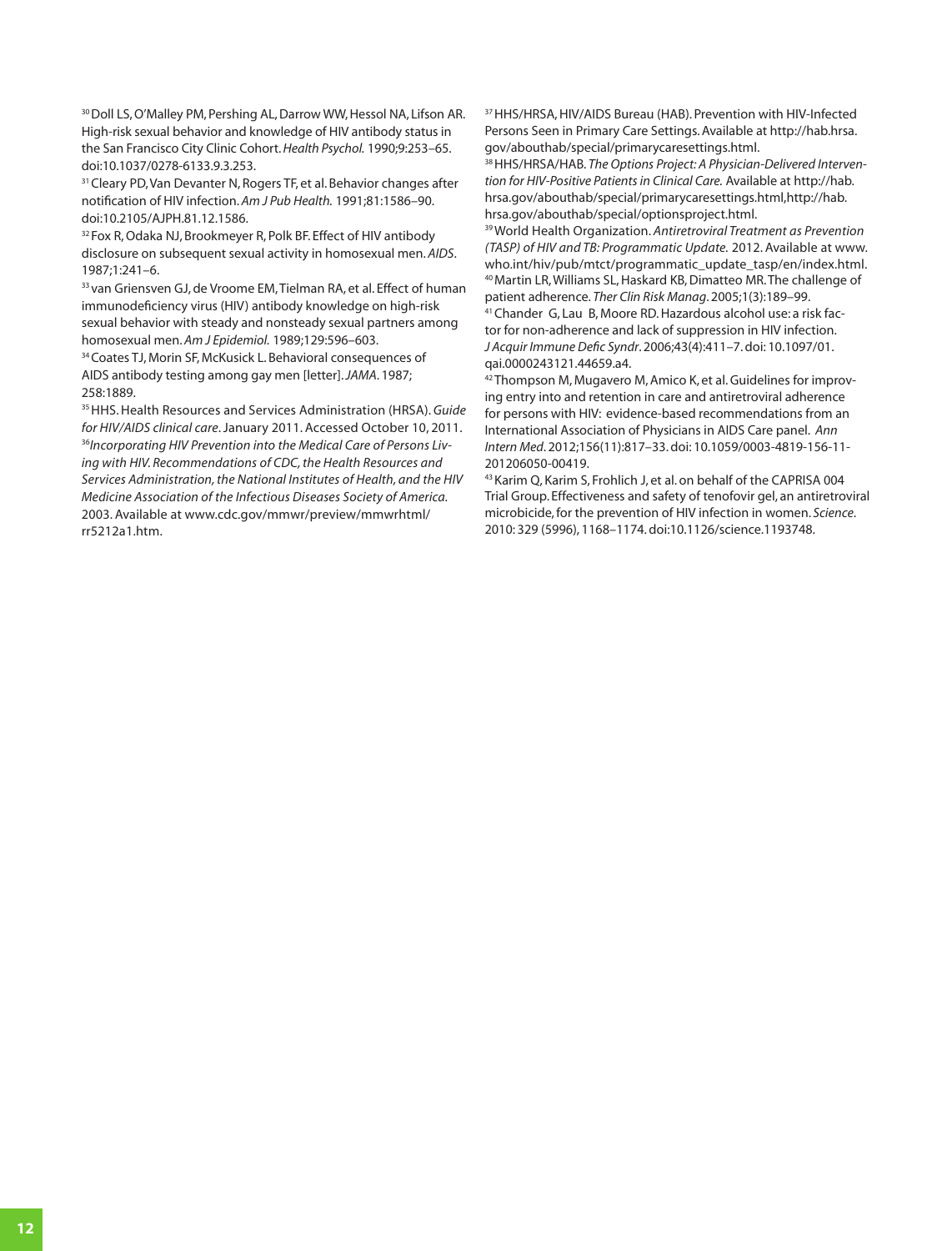[30] Doll LS, O'Malley PM, Pershing AL, Darrow WW, Hessol NA, Lifson AR. High-risk sexual behavior and knowledge of HIV antibody status in the San Francisco City Clinic Cohort. *Health Psychol.* 1990;9:253–65. doi:10.1037/0278-6133.9.3.253.

[31] Cleary PD, Van Devanter N, Rogers TF, et al. Behavior changes after notification of HIV infection. *Am J Pub Health.* 1991;81:1586–90. doi:10.2105/AJPH.81.12.1586.

[32] Fox R, Odaka NJ, Brookmeyer R, Polk BF. Effect of HIV antibody disclosure on subsequent sexual activity in homosexual men. *AIDS*. 1987;1:241–6.

[33] van Griensven GJ, de Vroome EM, Tielman RA, et al. Effect of human immunodeficiency virus (HIV) antibody knowledge on high-risk sexual behavior with steady and nonsteady sexual partners among homosexual men. *Am J Epidemiol.* 1989;129:596–603.

[34] Coates TJ, Morin SF, McKusick L. Behavioral consequences of AIDS antibody testing among gay men [letter]. *JAMA*. 1987; 258:1889.

[35] HHS. Health Resources and Services Administration (HRSA). *Guide for HIV/AIDS clinical care*. January 2011. Accessed October 10, 2011.

[36] *Incorporating HIV Prevention into the Medical Care of Persons Living with HIV. Recommendations of CDC, the Health Resources and Services Administration, the National Institutes of Health, and the HIV Medicine Association of the Infectious Diseases Society of America.* 2003. Available at www.cdc.gov/mmwr/preview/mmwrhtml/rr5212a1.htm.

[37] HHS/HRSA, HIV/AIDS Bureau (HAB). Prevention with HIV-Infected Persons Seen in Primary Care Settings. Available at http://hab.hrsa.gov/abouthab/special/primarycaresettings.html.

[38] HHS/HRSA/HAB. *The Options Project: A Physician-Delivered Intervention for HIV-Positive Patients in Clinical Care.* Available at http://hab.hrsa.gov/abouthab/special/primarycaresettings.html,http://hab.hrsa.gov/abouthab/special/optionsproject.html.

[39] World Health Organization. *Antiretroviral Treatment as Prevention (TASP) of HIV and TB: Programmatic Update.* 2012. Available at www.who.int/hiv/pub/mtct/programmatic_update_tasp/en/index.html.

[40] Martin LR, Williams SL, Haskard KB, Dimatteo MR. The challenge of patient adherence. *Ther Clin Risk Manag*. 2005;1(3):189–99.

[41] Chander G, Lau B, Moore RD. Hazardous alcohol use: a risk factor for non-adherence and lack of suppression in HIV infection. *J Acquir Immune Defic Syndr*. 2006;43(4):411–7. doi: 10.1097/01.qai.0000243121.44659.a4.

[42] Thompson M, Mugavero M, Amico K, et al. Guidelines for improving entry into and retention in care and antiretroviral adherence for persons with HIV: evidence-based recommendations from an International Association of Physicians in AIDS Care panel. *Ann Intern Med*. 2012;156(11):817–33. doi: 10.1059/0003-4819-156-11-201206050-00419.

[43] Karim Q, Karim S, Frohlich J, et al. on behalf of the CAPRISA 004 Trial Group. Effectiveness and safety of tenofovir gel, an antiretroviral microbicide, for the prevention of HIV infection in women. *Science*. 2010: 329 (5996), 1168–1174. doi:10.1126/science.1193748.